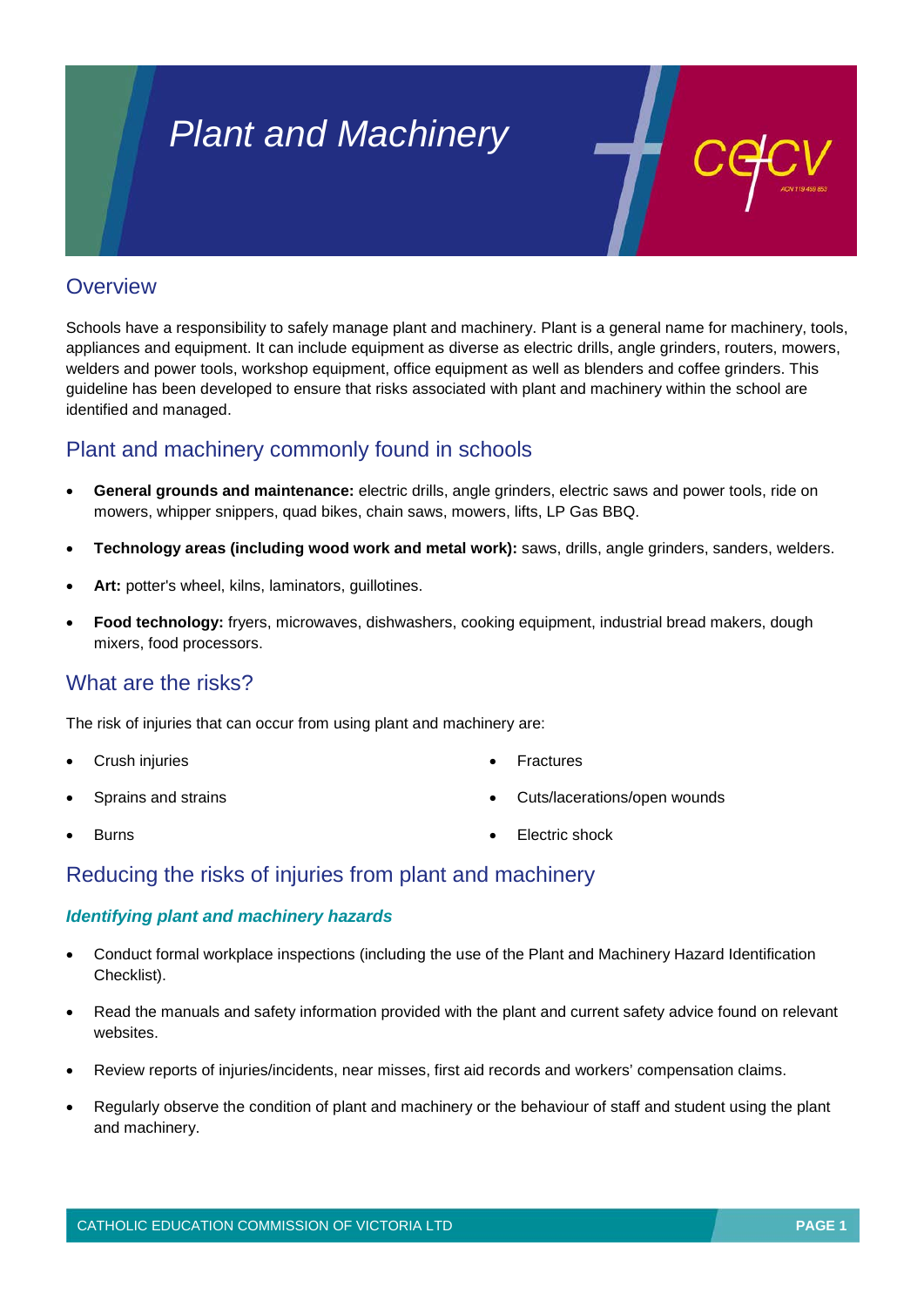# Plant and Machinery

## Overview

Schools have a responsibility to safely manage plant and machinery. Plant is a general name for machinery, tools, appliances and equipment. It can include equipment as diverse as electric drills, angle grinders, routers, mowers, welders and power tools, workshop equipment, office equipment as well as blenders and coffee grinders. This guideline has been developed to ensure that risks associated with plant and machinery within the school are identified and managed.

## Plant and machinery commonly found in schools

- **General grounds and maintenance:** electric drills, angle grinders, electric saws and power tools, ride on mowers, whipper snippers, quad bikes, chain saws, mowers, lifts, LP Gas BBQ.
- **Technology areas (including wood work and metal work):** saws, drills, angle grinders, sanders, welders.
- **Art:** potter's wheel, kilns, laminators, guillotines.
- **Food technology:** fryers, microwaves, dishwashers, cooking equipment, industrial bread makers, dough mixers, food processors.

## What are the risks?

The risk of injuries that can occur from using plant and machinery are:

- Crush injuries
- Sprains and strains
- Burns
- Fractures
- Cuts/lacerations/open wounds
- Electric shock

## Reducing the risks of injuries from plant and machinery

### *Identifying plant and machinery hazards*

- Conduct formal workplace inspections (including the use of the Plant and Machinery Hazard Identification Checklist).
- Read the manuals and safety information provided with the plant and current safety advice found on relevant websites.
- Review reports of injuries/incidents, near misses, first aid records and workers' compensation claims.
- Regularly observe the condition of plant and machinery or the behaviour of staff and student using the plant and machinery.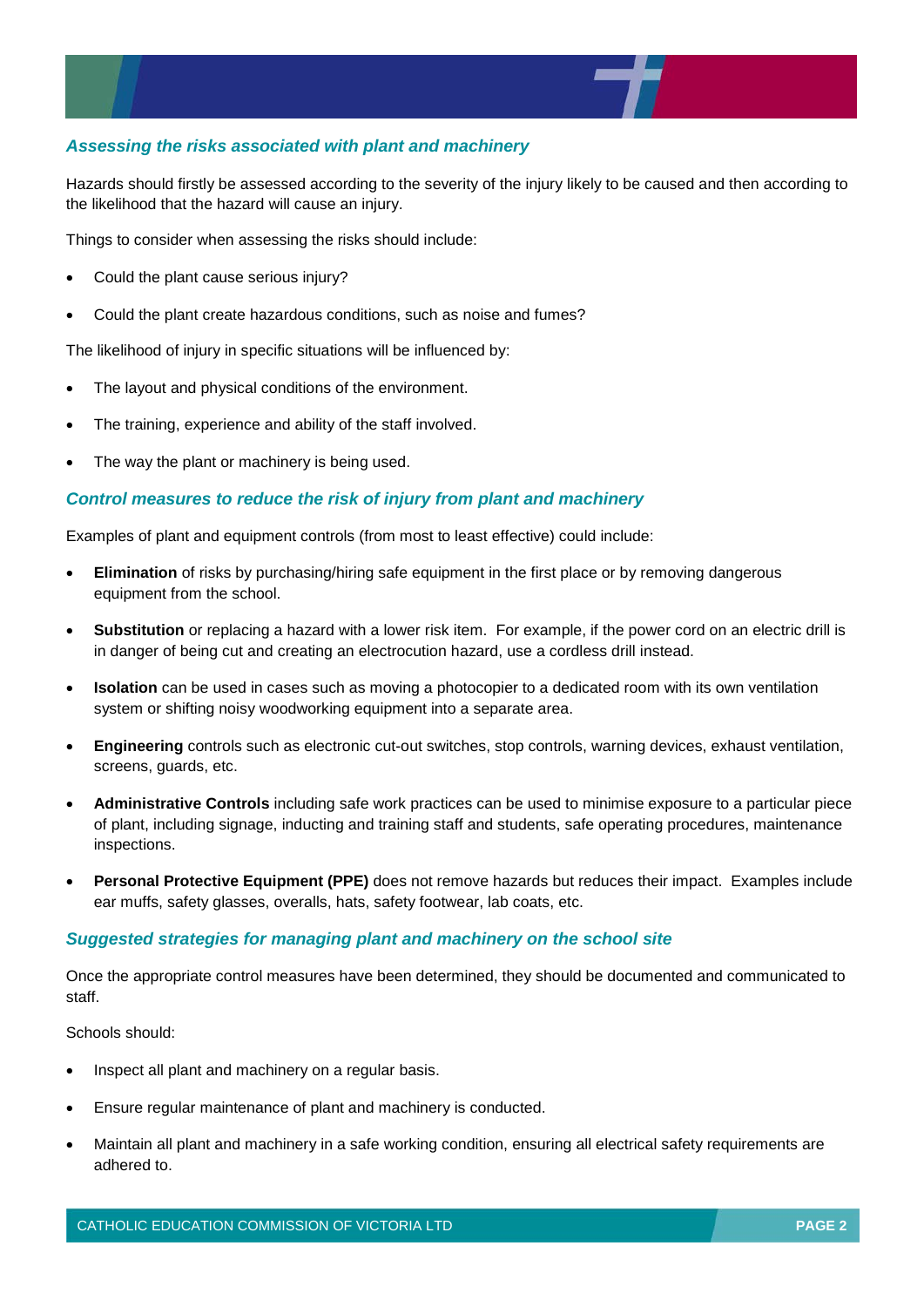### *Assessing the risks associated with plant and machinery*

Hazards should firstly be assessed according to the severity of the injury likely to be caused and then according to the likelihood that the hazard will cause an injury.

Things to consider when assessing the risks should include:

- Could the plant cause serious injury?
- Could the plant create hazardous conditions, such as noise and fumes?

The likelihood of injury in specific situations will be influenced by:

- The layout and physical conditions of the environment.
- The training, experience and ability of the staff involved.
- The way the plant or machinery is being used.

### *Control measures to reduce the risk of injury from plant and machinery*

Examples of plant and equipment controls (from most to least effective) could include:

- **Elimination** of risks by purchasing/hiring safe equipment in the first place or by removing dangerous equipment from the school.
- **Substitution** or replacing a hazard with a lower risk item. For example, if the power cord on an electric drill is in danger of being cut and creating an electrocution hazard, use a cordless drill instead.
- **Isolation** can be used in cases such as moving a photocopier to a dedicated room with its own ventilation system or shifting noisy woodworking equipment into a separate area.
- **Engineering** controls such as electronic cut-out switches, stop controls, warning devices, exhaust ventilation, screens, guards, etc.
- **Administrative Controls** including safe work practices can be used to minimise exposure to a particular piece of plant, including signage, inducting and training staff and students, safe operating procedures, maintenance inspections.
- **Personal Protective Equipment (PPE)** does not remove hazards but reduces their impact. Examples include ear muffs, safety glasses, overalls, hats, safety footwear, lab coats, etc.

### *Suggested strategies for managing plant and machinery on the school site*

Once the appropriate control measures have been determined, they should be documented and communicated to staff.

Schools should:

- Inspect all plant and machinery on a regular basis.
- Ensure regular maintenance of plant and machinery is conducted.
- Maintain all plant and machinery in a safe working condition, ensuring all electrical safety requirements are adhered to.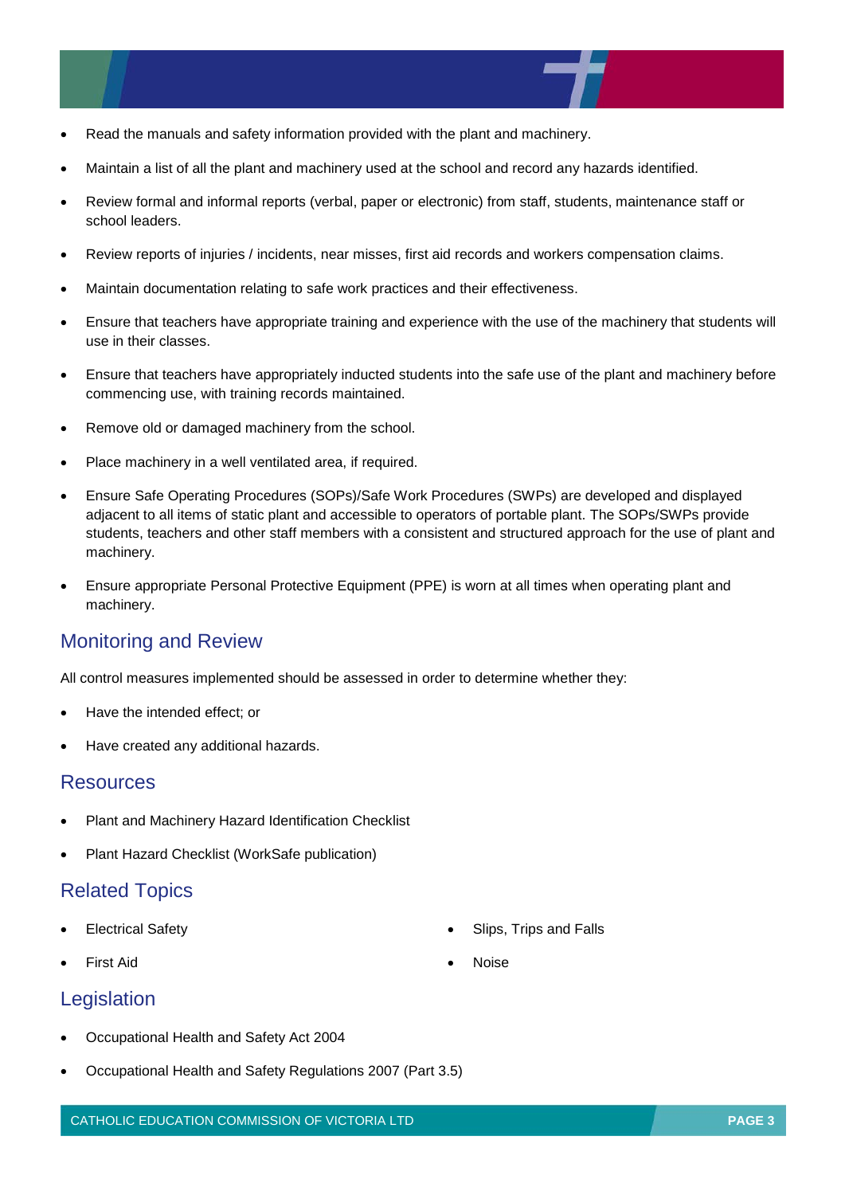- Read the manuals and safety information provided with the plant and machinery.
- Maintain a list of all the plant and machinery used at the school and record any hazards identified.
- Review formal and informal reports (verbal, paper or electronic) from staff, students, maintenance staff or school leaders.
- Review reports of injuries / incidents, near misses, first aid records and workers compensation claims.
- Maintain documentation relating to safe work practices and their effectiveness.
- Ensure that teachers have appropriate training and experience with the use of the machinery that students will use in their classes.
- Ensure that teachers have appropriately inducted students into the safe use of the plant and machinery before commencing use, with training records maintained.
- Remove old or damaged machinery from the school.
- Place machinery in a well ventilated area, if required.
- Ensure Safe Operating Procedures (SOPs)/Safe Work Procedures (SWPs) are developed and displayed adjacent to all items of static plant and accessible to operators of portable plant. The SOPs/SWPs provide students, teachers and other staff members with a consistent and structured approach for the use of plant and machinery.
- Ensure appropriate Personal Protective Equipment (PPE) is worn at all times when operating plant and machinery.

## Monitoring and Review

All control measures implemented should be assessed in order to determine whether they:

- Have the intended effect; or
- Have created any additional hazards.

## Resources

- Plant and Machinery Hazard Identification Checklist
- Plant Hazard Checklist (WorkSafe publication)

## Related Topics

- Electrical Safety
- First Aid
- Slips, Trips and Falls
- Noise

## Legislation

- Occupational Health and Safety Act 2004
- Occupational Health and Safety Regulations 2007 (Part 3.5)